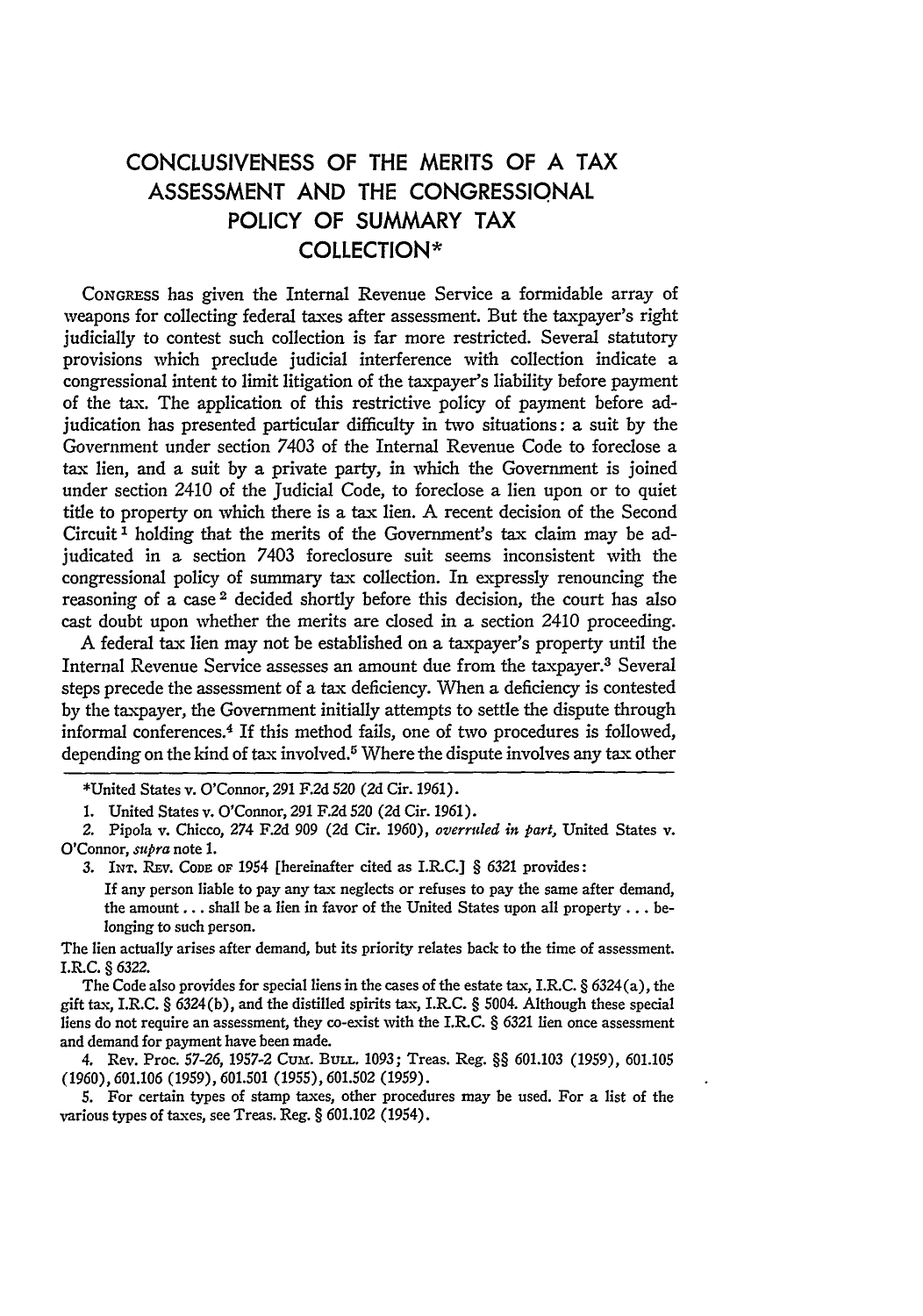# CONCLUSIVENESS OF THE MERITS OF A TAX ASSESSMENT AND THE CONGRESSIONAL POLICY OF SUMMARY TAX COLLECTION*

CONGRESS has given the Internal Revenue Service a formidable array of weapons for collecting federal taxes after assessment. But the taxpayer's right judicially to contest such collection is far more restricted. Several statutory provisions which preclude judicial interference with collection indicate a congressional intent to limit litigation of the taxpayer's liability before payment of the tax. The application of this restrictive policy of payment before adjudication has presented particular difficulty in two situations: a suit by the Government under section 7403 of the Internal Revenue Code to foreclose a tax lien, and a suit by a private party, in which the Government is joined under section 2410 of the Judicial Code, to foreclose a lien upon or to quiet title to property on which there is a tax lien. A recent decision of the Second Circuit [1] holding that the merits of the Government's tax claim may be adjudicated in a section 7403 foreclosure suit seems inconsistent with the congressional policy of summary tax collection. In expressly renouncing the reasoning of a case [2] decided shortly before this decision, the court has also cast doubt upon whether the merits are closed in a section 2410 proceeding.

A federal tax lien may not be established on a taxpayer's property until the Internal Revenue Service assesses an amount due from the taxpayer.[3] Several steps precede the assessment of a tax deficiency. When a deficiency is contested by the taxpayer, the Government initially attempts to settle the dispute through informal conferences.[4] If this method fails, one of two procedures is followed, depending on the kind of tax involved.[5] Where the dispute involves any tax other

---

*United States v. O'Connor, 291 F.2d 520 (2d Cir. 1961).

1. United States v. O'Connor, 291 F.2d 520 (2d Cir. 1961).

2. Pipola v. Chicco, 274 F.2d 909 (2d Cir. 1960), *overruled in part*, United States v. O'Connor, *supra* note 1.

3. INT. REV. CODE OF 1954 [hereinafter cited as I.R.C.] § 6321 provides:

> If any person liable to pay any tax neglects or refuses to pay the same after demand, the amount . . . shall be a lien in favor of the United States upon all property . . . belonging to such person.

The lien actually arises after demand, but its priority relates back to the time of assessment. I.R.C. § 6322.

The Code also provides for special liens in the cases of the estate tax, I.R.C. § 6324(a), the gift tax, I.R.C. § 6324(b), and the distilled spirits tax, I.R.C. § 5004. Although these special liens do not require an assessment, they co-exist with the I.R.C. § 6321 lien once assessment and demand for payment have been made.

4. Rev. Proc. 57-26, 1957-2 CUM. BULL. 1093; Treas. Reg. §§ 601.103 (1959), 601.105 (1960), 601.106 (1959), 601.501 (1955), 601.502 (1959).

5. For certain types of stamp taxes, other procedures may be used. For a list of the various types of taxes, see Treas. Reg. § 601.102 (1954).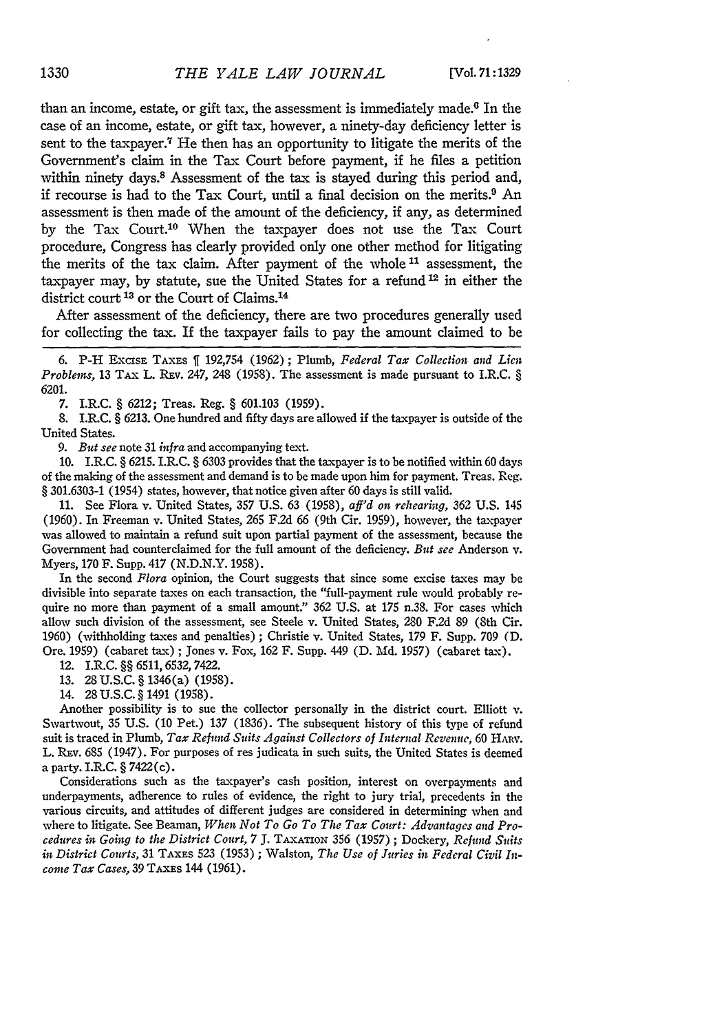than an income, estate, or gift tax, the assessment is immediately made.[6] In the case of an income, estate, or gift tax, however, a ninety-day deficiency letter is sent to the taxpayer.[7] He then has an opportunity to litigate the merits of the Government's claim in the Tax Court before payment, if he files a petition within ninety days.[8] Assessment of the tax is stayed during this period and, if recourse is had to the Tax Court, until a final decision on the merits.[9] An assessment is then made of the amount of the deficiency, if any, as determined by the Tax Court.[10] When the taxpayer does not use the Tax Court procedure, Congress has clearly provided only one other method for litigating the merits of the tax claim. After payment of the whole[11] assessment, the taxpayer may, by statute, sue the United States for a refund[12] in either the district court[13] or the Court of Claims.[14]

After assessment of the deficiency, there are two procedures generally used for collecting the tax. If the taxpayer fails to pay the amount claimed to be

---

6. P-H Excise Taxes ¶ 192,754 (1962); Plumb, *Federal Tax Collection and Lien Problems*, 13 Tax L. Rev. 247, 248 (1958). The assessment is made pursuant to I.R.C. § 6201.

7. I.R.C. § 6212; Treas. Reg. § 601.103 (1959).

8. I.R.C. § 6213. One hundred and fifty days are allowed if the taxpayer is outside of the United States.

9. *But see* note 31 *infra* and accompanying text.

10. I.R.C. § 6215. I.R.C. § 6303 provides that the taxpayer is to be notified within 60 days of the making of the assessment and demand is to be made upon him for payment. Treas. Reg. § 301.6303-1 (1954) states, however, that notice given after 60 days is still valid.

11. See Flora v. United States, 357 U.S. 63 (1958), *aff'd on rehearing*, 362 U.S. 145 (1960). In Freeman v. United States, 265 F.2d 66 (9th Cir. 1959), however, the taxpayer was allowed to maintain a refund suit upon partial payment of the assessment, because the Government had counterclaimed for the full amount of the deficiency. *But see* Anderson v. Myers, 170 F. Supp. 417 (N.D.N.Y. 1958).

In the second *Flora* opinion, the Court suggests that since some excise taxes may be divisible into separate taxes on each transaction, the "full-payment rule would probably require no more than payment of a small amount." 362 U.S. at 175 n.38. For cases which allow such division of the assessment, see Steele v. United States, 280 F.2d 89 (8th Cir. 1960) (withholding taxes and penalties); Christie v. United States, 179 F. Supp. 709 (D. Ore. 1959) (cabaret tax); Jones v. Fox, 162 F. Supp. 449 (D. Md. 1957) (cabaret tax).

12. I.R.C. §§ 6511, 6532, 7422.

13. 28 U.S.C. § 1346(a) (1958).

14. 28 U.S.C. § 1491 (1958).

Another possibility is to sue the collector personally in the district court. Elliott v. Swartwout, 35 U.S. (10 Pet.) 137 (1836). The subsequent history of this type of refund suit is traced in Plumb, *Tax Refund Suits Against Collectors of Internal Revenue*, 60 Harv. L. Rev. 685 (1947). For purposes of res judicata in such suits, the United States is deemed a party. I.R.C. § 7422(c).

Considerations such as the taxpayer's cash position, interest on overpayments and underpayments, adherence to rules of evidence, the right to jury trial, precedents in the various circuits, and attitudes of different judges are considered in determining when and where to litigate. See Beaman, *When Not To Go To The Tax Court: Advantages and Procedures in Going to the District Court*, 7 J. Taxation 356 (1957); Dockery, *Refund Suits in District Courts*, 31 Taxes 523 (1953); Walston, *The Use of Juries in Federal Civil Income Tax Cases*, 39 Taxes 144 (1961).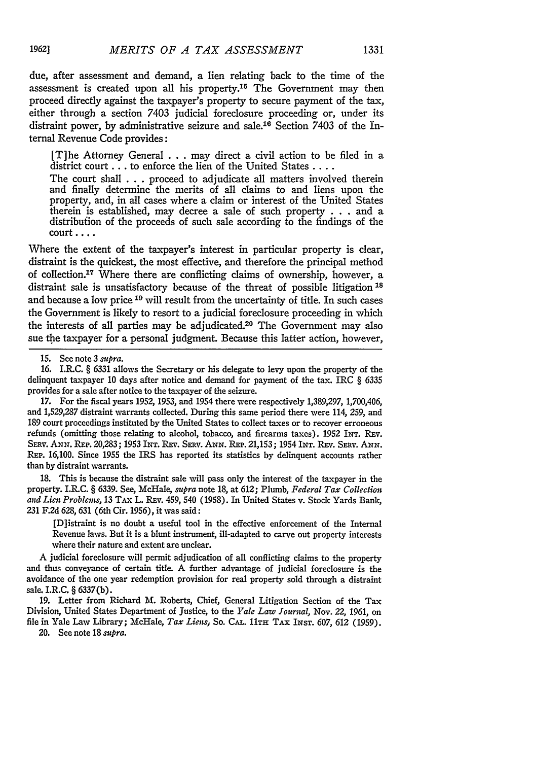due, after assessment and demand, a lien relating back to the time of the assessment is created upon all his property.[15] The Government may then proceed directly against the taxpayer's property to secure payment of the tax, either through a section 7403 judicial foreclosure proceeding or, under its distraint power, by administrative seizure and sale.[16] Section 7403 of the Internal Revenue Code provides:

> [T]he Attorney General . . . may direct a civil action to be filed in a district court . . . to enforce the lien of the United States . . . .
>
> The court shall . . . proceed to adjudicate all matters involved therein and finally determine the merits of all claims to and liens upon the property, and, in all cases where a claim or interest of the United States therein is established, may decree a sale of such property . . . and a distribution of the proceeds of such sale according to the findings of the court . . . .

Where the extent of the taxpayer's interest in particular property is clear, distraint is the quickest, the most effective, and therefore the principal method of collection.[17] Where there are conflicting claims of ownership, however, a distraint sale is unsatisfactory because of the threat of possible litigation [18] and because a low price [19] will result from the uncertainty of title. In such cases the Government is likely to resort to a judicial foreclosure proceeding in which the interests of all parties may be adjudicated.[20] The Government may also sue the taxpayer for a personal judgment. Because this latter action, however,

---

15. See note 3 *supra*.

16. I.R.C. § 6331 allows the Secretary or his delegate to levy upon the property of the delinquent taxpayer 10 days after notice and demand for payment of the tax. IRC § 6335 provides for a sale after notice to the taxpayer of the seizure.

17. For the fiscal years 1952, 1953, and 1954 there were respectively 1,389,297, 1,700,406, and 1,529,287 distraint warrants collected. During this same period there were 114, 259, and 189 court proceedings instituted by the United States to collect taxes or to recover erroneous refunds (omitting those relating to alcohol, tobacco, and firearms taxes). 1952 INT. REV. SERV. ANN. REP. 20,283; 1953 INT. REV. SERV. ANN. REP. 21,153; 1954 INT. REV. SERV. ANN. REP. 16,100. Since 1955 the IRS has reported its statistics by delinquent accounts rather than by distraint warrants.

18. This is because the distraint sale will pass only the interest of the taxpayer in the property. I.R.C. § 6339. See, McHale, *supra* note 18, at 612; Plumb, *Federal Tax Collection and Lien Problems*, 13 TAX L. REV. 459, 540 (1958). In United States v. Stock Yards Bank, 231 F.2d 628, 631 (6th Cir. 1956), it was said:

> [D]istraint is no doubt a useful tool in the effective enforcement of the Internal Revenue laws. But it is a blunt instrument, ill-adapted to carve out property interests where their nature and extent are unclear.

A judicial foreclosure will permit adjudication of all conflicting claims to the property and thus conveyance of certain title. A further advantage of judicial foreclosure is the avoidance of the one year redemption provision for real property sold through a distraint sale. I.R.C. § 6337(b).

19. Letter from Richard M. Roberts, Chief, General Litigation Section of the Tax Division, United States Department of Justice, to the *Yale Law Journal*, Nov. 22, 1961, on file in Yale Law Library; McHale, *Tax Liens*, So. CAL. 11TH TAX INST. 607, 612 (1959).

20. See note 18 *supra*.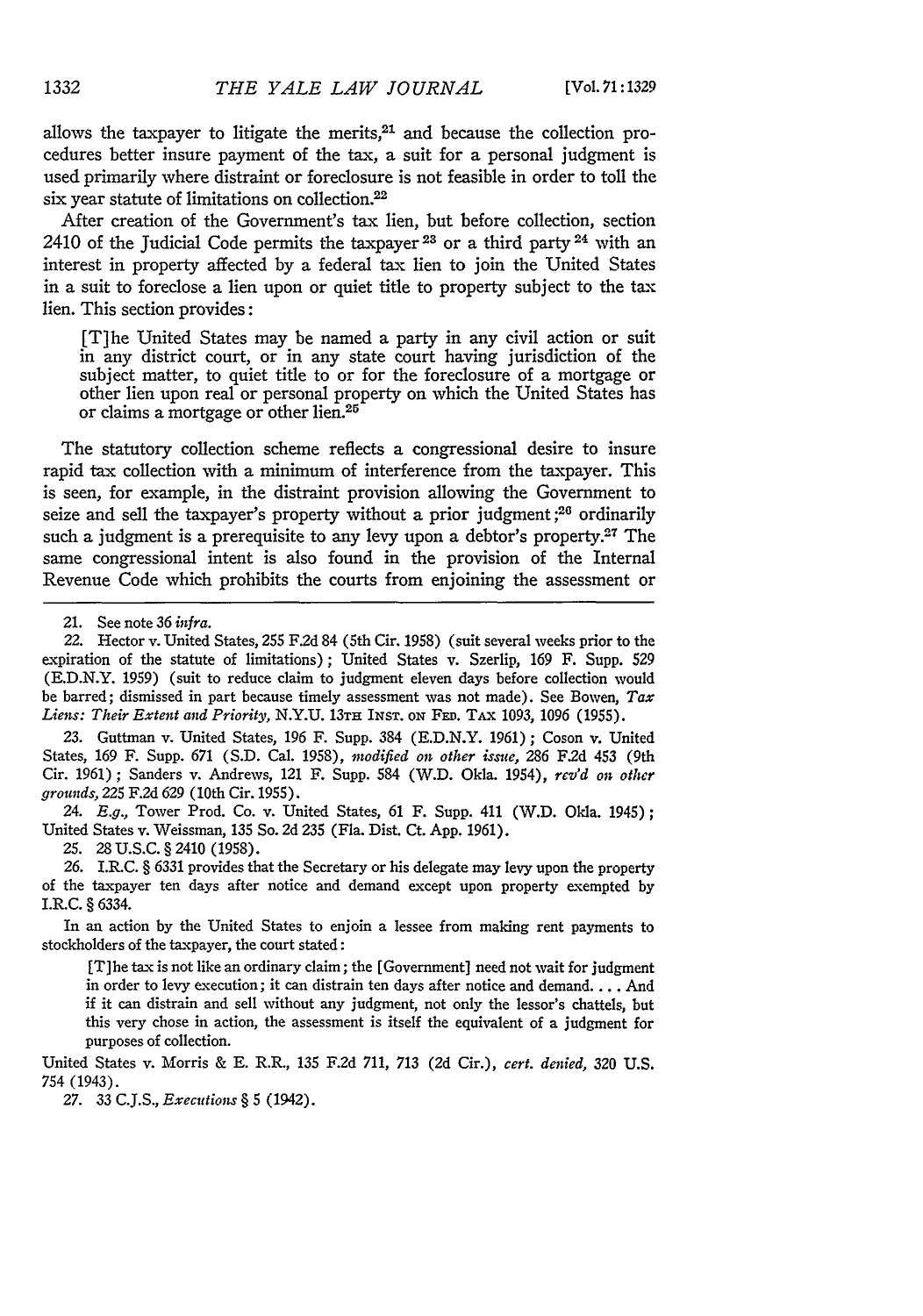allows the taxpayer to litigate the merits,[21] and because the collection procedures better insure payment of the tax, a suit for a personal judgment is used primarily where distraint or foreclosure is not feasible in order to toll the six year statute of limitations on collection.[22]

After creation of the Government's tax lien, but before collection, section 2410 of the Judicial Code permits the taxpayer[23] or a third party[24] with an interest in property affected by a federal tax lien to join the United States in a suit to foreclose a lien upon or quiet title to property subject to the tax lien. This section provides:

> [T]he United States may be named a party in any civil action or suit in any district court, or in any state court having jurisdiction of the subject matter, to quiet title to or for the foreclosure of a mortgage or other lien upon real or personal property on which the United States has or claims a mortgage or other lien.[25]

The statutory collection scheme reflects a congressional desire to insure rapid tax collection with a minimum of interference from the taxpayer. This is seen, for example, in the distraint provision allowing the Government to seize and sell the taxpayer's property without a prior judgment;[26] ordinarily such a judgment is a prerequisite to any levy upon a debtor's property.[27] The same congressional intent is also found in the provision of the Internal Revenue Code which prohibits the courts from enjoining the assessment or

---

21. See note 36 *infra*.

22. Hector v. United States, 255 F.2d 84 (5th Cir. 1958) (suit several weeks prior to the expiration of the statute of limitations); United States v. Szerlip, 169 F. Supp. 529 (E.D.N.Y. 1959) (suit to reduce claim to judgment eleven days before collection would be barred; dismissed in part because timely assessment was not made). See Bowen, *Tax Liens: Their Extent and Priority*, N.Y.U. 13TH INST. ON FED. TAX 1093, 1096 (1955).

23. Guttman v. United States, 196 F. Supp. 384 (E.D.N.Y. 1961); Coson v. United States, 169 F. Supp. 671 (S.D. Cal. 1958), *modified on other issue*, 286 F.2d 453 (9th Cir. 1961); Sanders v. Andrews, 121 F. Supp. 584 (W.D. Okla. 1954), *rev'd on other grounds*, 225 F.2d 629 (10th Cir. 1955).

24. *E.g.*, Tower Prod. Co. v. United States, 61 F. Supp. 411 (W.D. Okla. 1945); United States v. Weissman, 135 So. 2d 235 (Fla. Dist. Ct. App. 1961).

25. 28 U.S.C. § 2410 (1958).

26. I.R.C. § 6331 provides that the Secretary or his delegate may levy upon the property of the taxpayer ten days after notice and demand except upon property exempted by I.R.C. § 6334.

In an action by the United States to enjoin a lessee from making rent payments to stockholders of the taxpayer, the court stated:

> [T]he tax is not like an ordinary claim; the [Government] need not wait for judgment in order to levy execution; it can distrain ten days after notice and demand. . . . And if it can distrain and sell without any judgment, not only the lessor's chattels, but this very chose in action, the assessment is itself the equivalent of a judgment for purposes of collection.

United States v. Morris & E. R.R., 135 F.2d 711, 713 (2d Cir.), *cert. denied*, 320 U.S. 754 (1943).

27. 33 C.J.S., *Executions* § 5 (1942).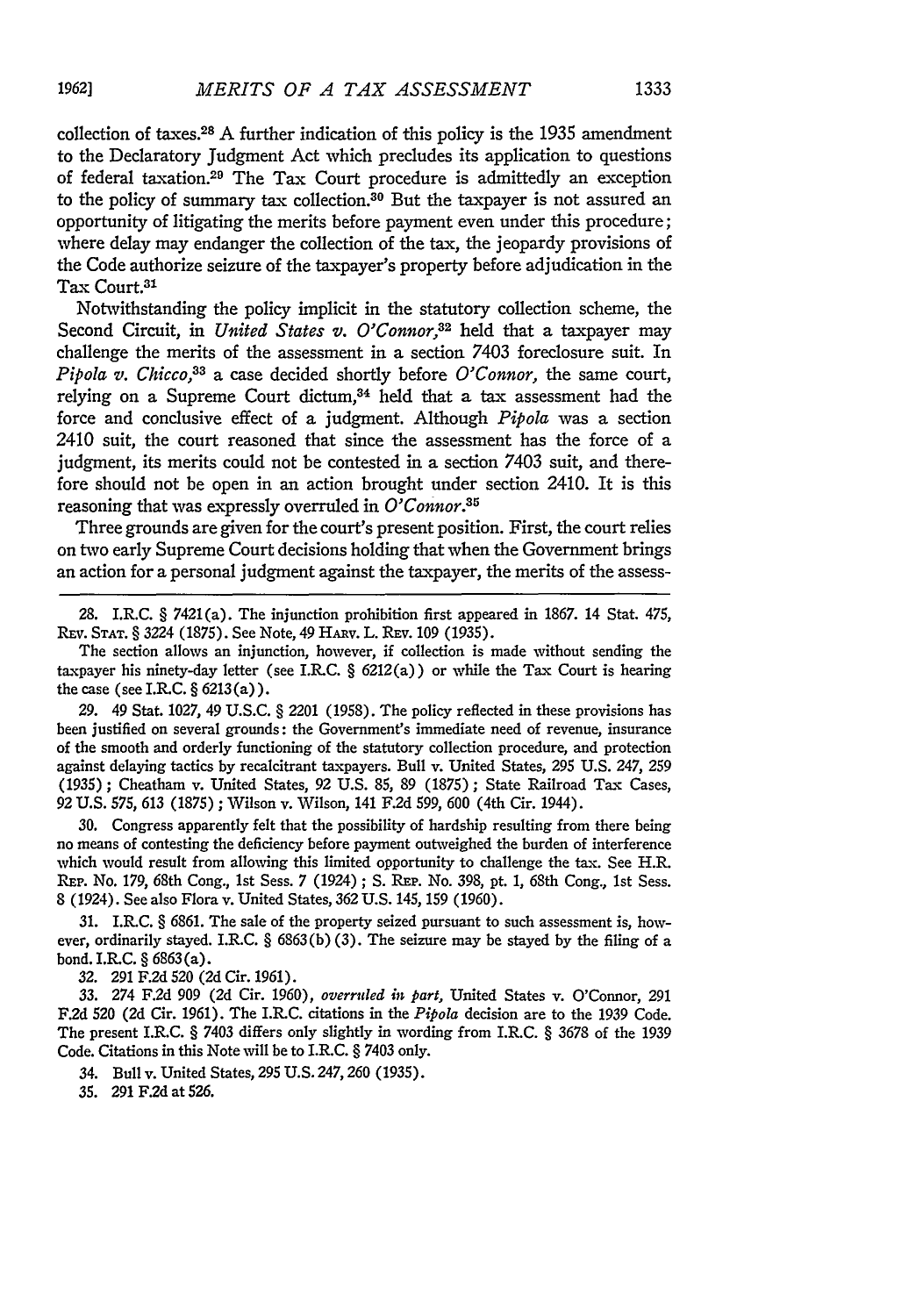collection of taxes.[28] A further indication of this policy is the 1935 amendment to the Declaratory Judgment Act which precludes its application to questions of federal taxation.[29] The Tax Court procedure is admittedly an exception to the policy of summary tax collection.[30] But the taxpayer is not assured an opportunity of litigating the merits before payment even under this procedure; where delay may endanger the collection of the tax, the jeopardy provisions of the Code authorize seizure of the taxpayer's property before adjudication in the Tax Court.[31]

Notwithstanding the policy implicit in the statutory collection scheme, the Second Circuit, in *United States v. O'Connor*,[32] held that a taxpayer may challenge the merits of the assessment in a section 7403 foreclosure suit. In *Pipola v. Chicco*,[33] a case decided shortly before *O'Connor*, the same court, relying on a Supreme Court dictum,[34] held that a tax assessment had the force and conclusive effect of a judgment. Although *Pipola* was a section 2410 suit, the court reasoned that since the assessment has the force of a judgment, its merits could not be contested in a section 7403 suit, and therefore should not be open in an action brought under section 2410. It is this reasoning that was expressly overruled in *O'Connor*.[35]

Three grounds are given for the court's present position. First, the court relies on two early Supreme Court decisions holding that when the Government brings an action for a personal judgment against the taxpayer, the merits of the assess-

---

28. I.R.C. § 7421(a). The injunction prohibition first appeared in 1867. 14 Stat. 475, Rev. Stat. § 3224 (1875). See Note, 49 Harv. L. Rev. 109 (1935).

The section allows an injunction, however, if collection is made without sending the taxpayer his ninety-day letter (see I.R.C. § 6212(a)) or while the Tax Court is hearing the case (see I.R.C. § 6213(a)).

29. 49 Stat. 1027, 49 U.S.C. § 2201 (1958). The policy reflected in these provisions has been justified on several grounds: the Government's immediate need of revenue, insurance of the smooth and orderly functioning of the statutory collection procedure, and protection against delaying tactics by recalcitrant taxpayers. Bull v. United States, 295 U.S. 247, 259 (1935); Cheatham v. United States, 92 U.S. 85, 89 (1875); State Railroad Tax Cases, 92 U.S. 575, 613 (1875); Wilson v. Wilson, 141 F.2d 599, 600 (4th Cir. 1944).

30. Congress apparently felt that the possibility of hardship resulting from there being no means of contesting the deficiency before payment outweighed the burden of interference which would result from allowing this limited opportunity to challenge the tax. See H.R. Rep. No. 179, 68th Cong., 1st Sess. 7 (1924); S. Rep. No. 398, pt. 1, 68th Cong., 1st Sess. 8 (1924). See also Flora v. United States, 362 U.S. 145, 159 (1960).

31. I.R.C. § 6861. The sale of the property seized pursuant to such assessment is, however, ordinarily stayed. I.R.C. § 6863(b)(3). The seizure may be stayed by the filing of a bond. I.R.C. § 6863(a).

32. 291 F.2d 520 (2d Cir. 1961).

33. 274 F.2d 909 (2d Cir. 1960), *overruled in part*, United States v. O'Connor, 291 F.2d 520 (2d Cir. 1961). The I.R.C. citations in the *Pipola* decision are to the 1939 Code. The present I.R.C. § 7403 differs only slightly in wording from I.R.C. § 3678 of the 1939 Code. Citations in this Note will be to I.R.C. § 7403 only.

34. Bull v. United States, 295 U.S. 247, 260 (1935).

35. 291 F.2d at 526.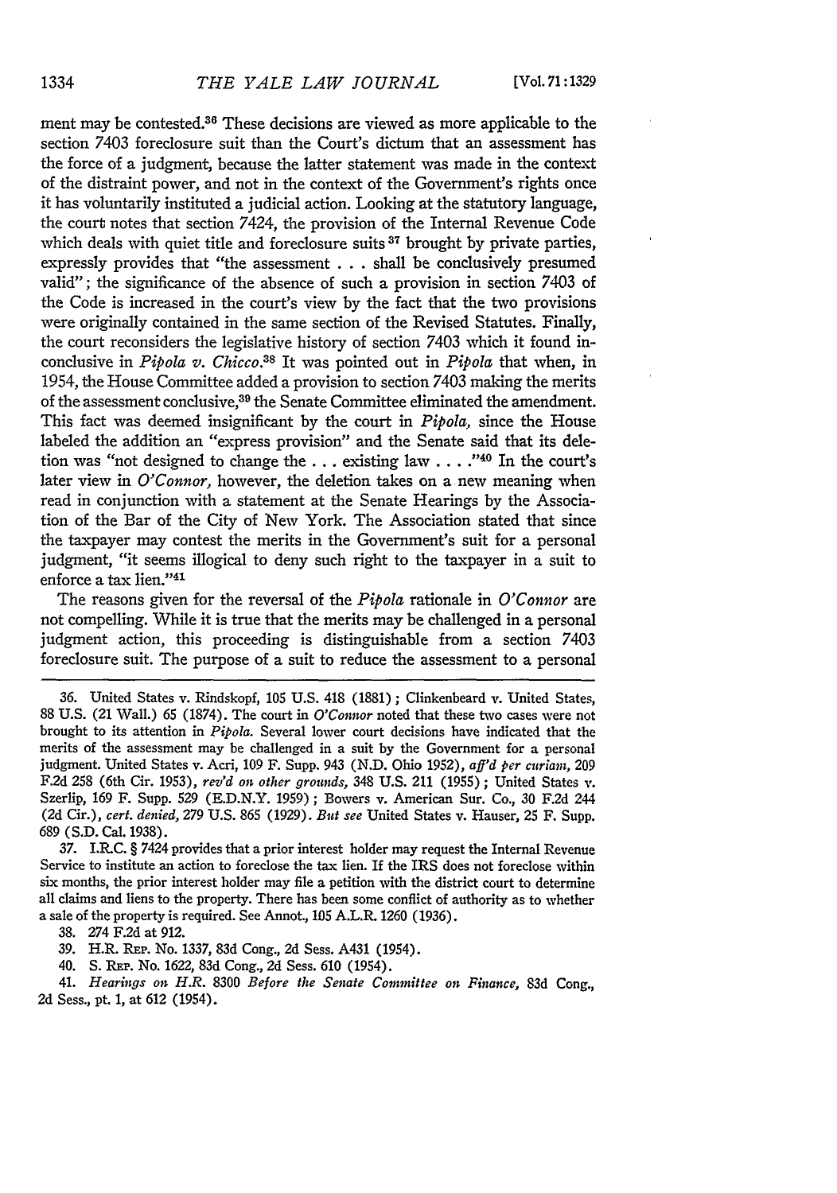ment may be contested.[36] These decisions are viewed as more applicable to the section 7403 foreclosure suit than the Court's dictum that an assessment has the force of a judgment, because the latter statement was made in the context of the distraint power, and not in the context of the Government's rights once it has voluntarily instituted a judicial action. Looking at the statutory language, the court notes that section 7424, the provision of the Internal Revenue Code which deals with quiet title and foreclosure suits[37] brought by private parties, expressly provides that "the assessment . . . shall be conclusively presumed valid"; the significance of the absence of such a provision in section 7403 of the Code is increased in the court's view by the fact that the two provisions were originally contained in the same section of the Revised Statutes. Finally, the court reconsiders the legislative history of section 7403 which it found inconclusive in *Pipola v. Chicco*.[38] It was pointed out in *Pipola* that when, in 1954, the House Committee added a provision to section 7403 making the merits of the assessment conclusive,[39] the Senate Committee eliminated the amendment. This fact was deemed insignificant by the court in *Pipola*, since the House labeled the addition an "express provision" and the Senate said that its deletion was "not designed to change the . . . existing law . . . ."[40] In the court's later view in *O'Connor*, however, the deletion takes on a new meaning when read in conjunction with a statement at the Senate Hearings by the Association of the Bar of the City of New York. The Association stated that since the taxpayer may contest the merits in the Government's suit for a personal judgment, "it seems illogical to deny such right to the taxpayer in a suit to enforce a tax lien."[41]

The reasons given for the reversal of the *Pipola* rationale in *O'Connor* are not compelling. While it is true that the merits may be challenged in a personal judgment action, this proceeding is distinguishable from a section 7403 foreclosure suit. The purpose of a suit to reduce the assessment to a personal

---

36. United States v. Rindskopf, 105 U.S. 418 (1881); Clinkenbeard v. United States, 88 U.S. (21 Wall.) 65 (1874). The court in *O'Connor* noted that these two cases were not brought to its attention in *Pipola*. Several lower court decisions have indicated that the merits of the assessment may be challenged in a suit by the Government for a personal judgment. United States v. Acri, 109 F. Supp. 943 (N.D. Ohio 1952), *aff'd per curiam*, 209 F.2d 258 (6th Cir. 1953), *rev'd on other grounds*, 348 U.S. 211 (1955); United States v. Szerlip, 169 F. Supp. 529 (E.D.N.Y. 1959); Bowers v. American Sur. Co., 30 F.2d 244 (2d Cir.), *cert. denied*, 279 U.S. 865 (1929). *But see* United States v. Hauser, 25 F. Supp. 689 (S.D. Cal. 1938).

37. I.R.C. § 7424 provides that a prior interest holder may request the Internal Revenue Service to institute an action to foreclose the tax lien. If the IRS does not foreclose within six months, the prior interest holder may file a petition with the district court to determine all claims and liens to the property. There has been some conflict of authority as to whether a sale of the property is required. See Annot., 105 A.L.R. 1260 (1936).

38. 274 F.2d at 912.

39. H.R. Rep. No. 1337, 83d Cong., 2d Sess. A431 (1954).

40. S. Rep. No. 1622, 83d Cong., 2d Sess. 610 (1954).

41. *Hearings on H.R. 8300 Before the Senate Committee on Finance*, 83d Cong., 2d Sess., pt. 1, at 612 (1954).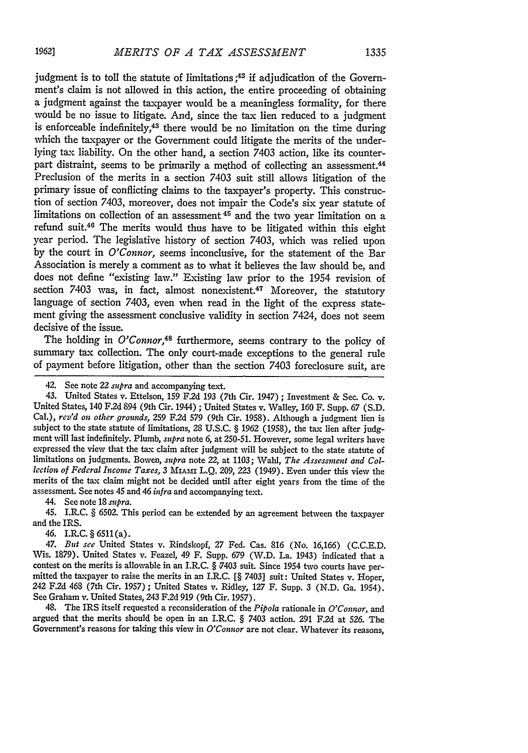judgment is to toll the statute of limitations;[42] if adjudication of the Government's claim is not allowed in this action, the entire proceeding of obtaining a judgment against the taxpayer would be a meaningless formality, for there would be no issue to litigate. And, since the tax lien reduced to a judgment is enforceable indefinitely,[43] there would be no limitation on the time during which the taxpayer or the Government could litigate the merits of the underlying tax liability. On the other hand, a section 7403 action, like its counterpart distraint, seems to be primarily a method of collecting an assessment.[44] Preclusion of the merits in a section 7403 suit still allows litigation of the primary issue of conflicting claims to the taxpayer's property. This construction of section 7403, moreover, does not impair the Code's six year statute of limitations on collection of an assessment[45] and the two year limitation on a refund suit.[46] The merits would thus have to be litigated within this eight year period. The legislative history of section 7403, which was relied upon by the court in *O'Connor*, seems inconclusive, for the statement of the Bar Association is merely a comment as to what it believes the law should be, and does not define "existing law." Existing law prior to the 1954 revision of section 7403 was, in fact, almost nonexistent.[47] Moreover, the statutory language of section 7403, even when read in the light of the express statement giving the assessment conclusive validity in section 7424, does not seem decisive of the issue.

The holding in *O'Connor*,[48] furthermore, seems contrary to the policy of summary tax collection. The only court-made exceptions to the general rule of payment before litigation, other than the section 7403 foreclosure suit, are

---

42. See note 22 *supra* and accompanying text.

43. United States v. Ettelson, 159 F.2d 193 (7th Cir. 1947); Investment & Sec. Co. v. United States, 140 F.2d 894 (9th Cir. 1944); United States v. Walley, 160 F. Supp. 67 (S.D. Cal.), *rev'd on other grounds*, 259 F.2d 579 (9th Cir. 1958). Although a judgment lien is subject to the state statute of limitations, 28 U.S.C. § 1962 (1958), the tax lien after judgment will last indefinitely. Plumb, *supra* note 6, at 250-51. However, some legal writers have expressed the view that the tax claim after judgment will be subject to the state statute of limitations on judgments. Bowen, *supra* note 22, at 1103; Wahl, *The Assessment and Collection of Federal Income Taxes*, 3 MIAMI L.Q. 209, 223 (1949). Even under this view the merits of the tax claim might not be decided until after eight years from the time of the assessment. See notes 45 and 46 *infra* and accompanying text.

44. See note 18 *supra*.

45. I.R.C. § 6502. This period can be extended by an agreement between the taxpayer and the IRS.

46. I.R.C. § 6511(a).

47. *But see* United States v. Rindskopf, 27 Fed. Cas. 816 (No. 16,166) (C.C.E.D. Wis. 1879). United States v. Feazel, 49 F. Supp. 679 (W.D. La. 1943) indicated that a contest on the merits is allowable in an I.R.C. § 7403 suit. Since 1954 two courts have permitted the taxpayer to raise the merits in an I.R.C. [§ 7403] suit: United States v. Hoper, 242 F.2d 468 (7th Cir. 1957); United States v. Ridley, 127 F. Supp. 3 (N.D. Ga. 1954). See Graham v. United States, 243 F.2d 919 (9th Cir. 1957).

48. The IRS itself requested a reconsideration of the *Pipola* rationale in *O'Connor*, and argued that the merits should be open in an I.R.C. § 7403 action. 291 F.2d at 526. The Government's reasons for taking this view in *O'Connor* are not clear. Whatever its reasons,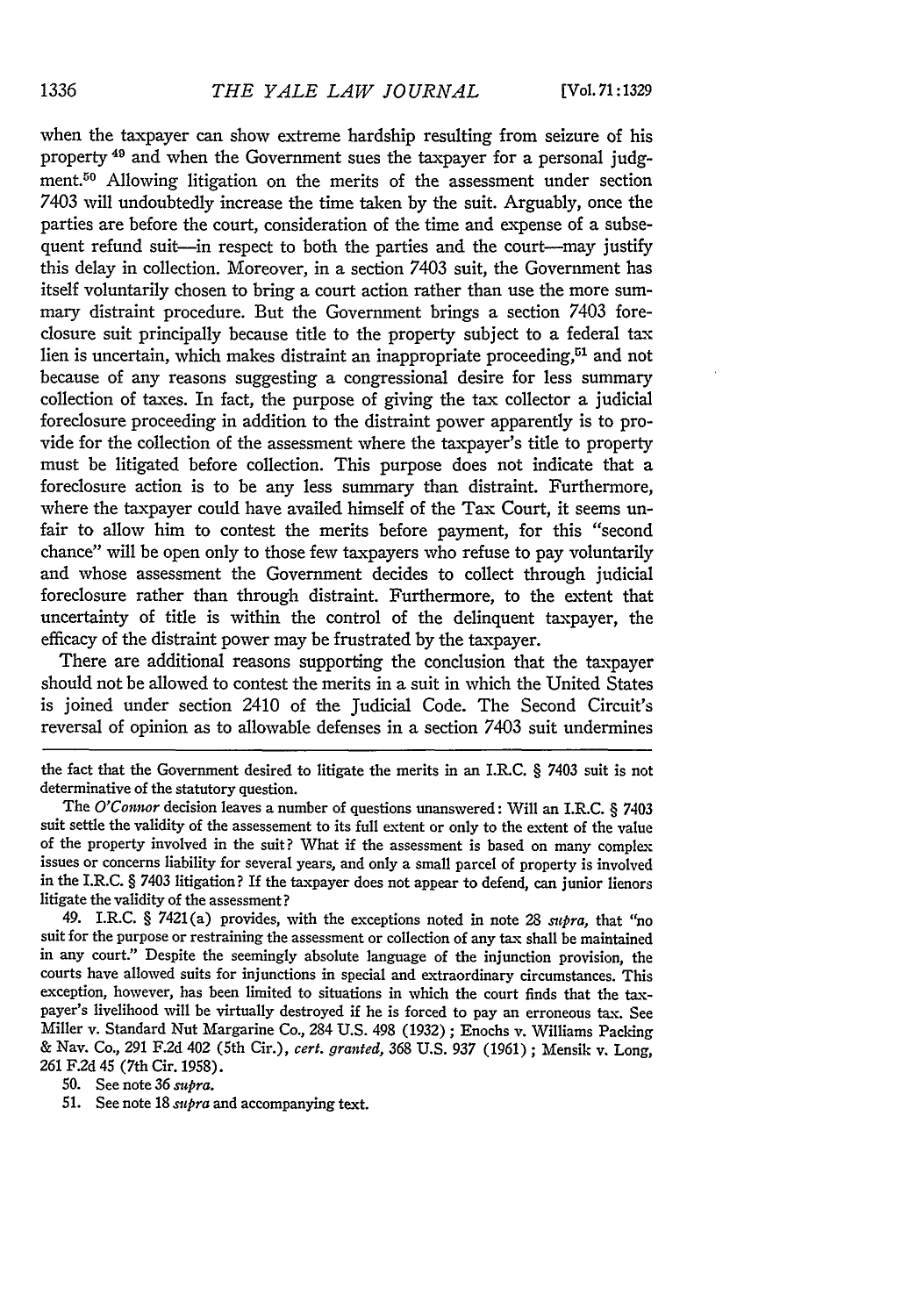when the taxpayer can show extreme hardship resulting from seizure of his property [49] and when the Government sues the taxpayer for a personal judgment.[50] Allowing litigation on the merits of the assessment under section 7403 will undoubtedly increase the time taken by the suit. Arguably, once the parties are before the court, consideration of the time and expense of a subsequent refund suit—in respect to both the parties and the court—may justify this delay in collection. Moreover, in a section 7403 suit, the Government has itself voluntarily chosen to bring a court action rather than use the more summary distraint procedure. But the Government brings a section 7403 foreclosure suit principally because title to the property subject to a federal tax lien is uncertain, which makes distraint an inappropriate proceeding,[51] and not because of any reasons suggesting a congressional desire for less summary collection of taxes. In fact, the purpose of giving the tax collector a judicial foreclosure proceeding in addition to the distraint power apparently is to provide for the collection of the assessment where the taxpayer's title to property must be litigated before collection. This purpose does not indicate that a foreclosure action is to be any less summary than distraint. Furthermore, where the taxpayer could have availed himself of the Tax Court, it seems unfair to allow him to contest the merits before payment, for this "second chance" will be open only to those few taxpayers who refuse to pay voluntarily and whose assessment the Government decides to collect through judicial foreclosure rather than through distraint. Furthermore, to the extent that uncertainty of title is within the control of the delinquent taxpayer, the efficacy of the distraint power may be frustrated by the taxpayer.

There are additional reasons supporting the conclusion that the taxpayer should not be allowed to contest the merits in a suit in which the United States is joined under section 2410 of the Judicial Code. The Second Circuit's reversal of opinion as to allowable defenses in a section 7403 suit undermines

---

the fact that the Government desired to litigate the merits in an I.R.C. § 7403 suit is not determinative of the statutory question.

The *O'Connor* decision leaves a number of questions unanswered: Will an I.R.C. § 7403 suit settle the validity of the assessement to its full extent or only to the extent of the value of the property involved in the suit? What if the assessment is based on many complex issues or concerns liability for several years, and only a small parcel of property is involved in the I.R.C. § 7403 litigation? If the taxpayer does not appear to defend, can junior lienors litigate the validity of the assessment?

49. I.R.C. § 7421(a) provides, with the exceptions noted in note 28 *supra*, that "no suit for the purpose or restraining the assessment or collection of any tax shall be maintained in any court." Despite the seemingly absolute language of the injunction provision, the courts have allowed suits for injunctions in special and extraordinary circumstances. This exception, however, has been limited to situations in which the court finds that the taxpayer's livelihood will be virtually destroyed if he is forced to pay an erroneous tax. See Miller v. Standard Nut Margarine Co., 284 U.S. 498 (1932); Enochs v. Williams Packing & Nav. Co., 291 F.2d 402 (5th Cir.), *cert. granted*, 368 U.S. 937 (1961); Mensik v. Long, 261 F.2d 45 (7th Cir. 1958).

50. See note 36 *supra*.

51. See note 18 *supra* and accompanying text.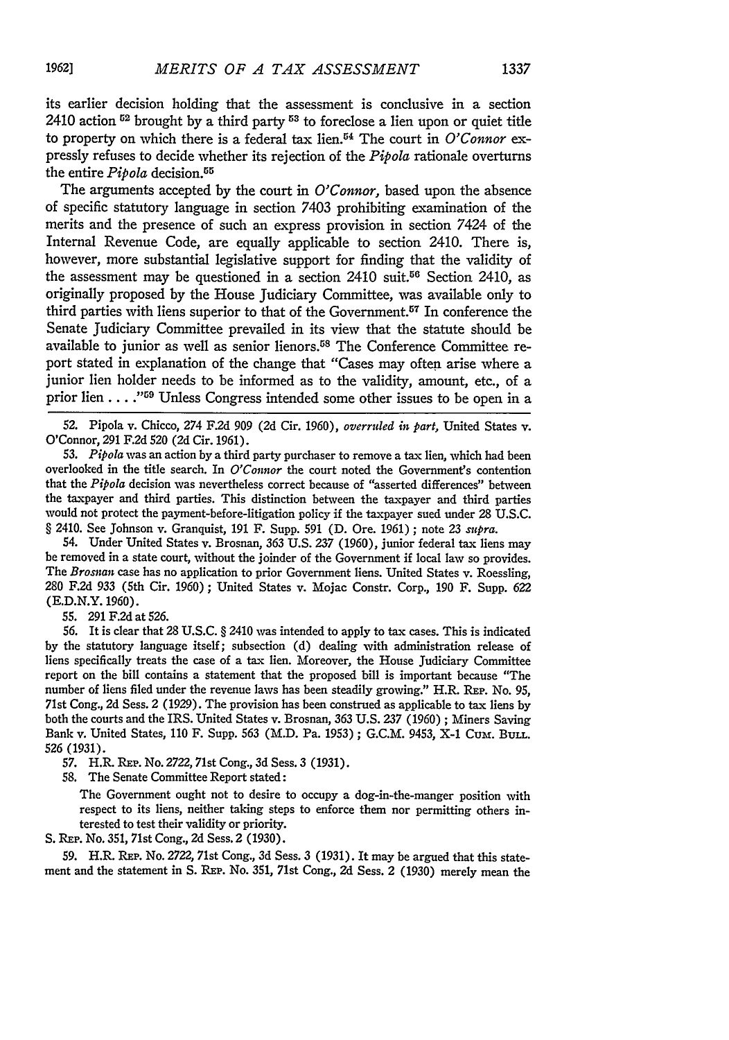its earlier decision holding that the assessment is conclusive in a section 2410 action [52] brought by a third party [53] to foreclose a lien upon or quiet title to property on which there is a federal tax lien.[54] The court in *O'Connor* expressly refuses to decide whether its rejection of the *Pipola* rationale overturns the entire *Pipola* decision.[55]

The arguments accepted by the court in *O'Connor,* based upon the absence of specific statutory language in section 7403 prohibiting examination of the merits and the presence of such an express provision in section 7424 of the Internal Revenue Code, are equally applicable to section 2410. There is, however, more substantial legislative support for finding that the validity of the assessment may be questioned in a section 2410 suit.[56] Section 2410, as originally proposed by the House Judiciary Committee, was available only to third parties with liens superior to that of the Government.[57] In conference the Senate Judiciary Committee prevailed in its view that the statute should be available to junior as well as senior lienors.[58] The Conference Committee report stated in explanation of the change that "Cases may often arise where a junior lien holder needs to be informed as to the validity, amount, etc., of a prior lien . . . ."[59] Unless Congress intended some other issues to be open in a

52. Pipola v. Chicco, 274 F.2d 909 (2d Cir. 1960), *overruled in part,* United States v. O'Connor, 291 F.2d 520 (2d Cir. 1961).

53. *Pipola* was an action by a third party purchaser to remove a tax lien, which had been overlooked in the title search. In *O'Connor* the court noted the Government's contention that the *Pipola* decision was nevertheless correct because of "asserted differences" between the taxpayer and third parties. This distinction between the taxpayer and third parties would not protect the payment-before-litigation policy if the taxpayer sued under 28 U.S.C. § 2410. See Johnson v. Granquist, 191 F. Supp. 591 (D. Ore. 1961); note 23 *supra.*

54. Under United States v. Brosnan, 363 U.S. 237 (1960), junior federal tax liens may be removed in a state court, without the joinder of the Government if local law so provides. The *Brosnan* case has no application to prior Government liens. United States v. Roessling, 280 F.2d 933 (5th Cir. 1960); United States v. Mojac Constr. Corp., 190 F. Supp. 622 (E.D.N.Y. 1960).

55. 291 F.2d at 526.

56. It is clear that 28 U.S.C. § 2410 was intended to apply to tax cases. This is indicated by the statutory language itself; subsection (d) dealing with administration release of liens specifically treats the case of a tax lien. Moreover, the House Judiciary Committee report on the bill contains a statement that the proposed bill is important because "The number of liens filed under the revenue laws has been steadily growing." H.R. Rep. No. 95, 71st Cong., 2d Sess. 2 (1929). The provision has been construed as applicable to tax liens by both the courts and the IRS. United States v. Brosnan, 363 U.S. 237 (1960); Miners Saving Bank v. United States, 110 F. Supp. 563 (M.D. Pa. 1953); G.C.M. 9453, X-1 Cum. Bull. 526 (1931).

57. H.R. Rep. No. 2722, 71st Cong., 3d Sess. 3 (1931).

58. The Senate Committee Report stated:

> The Government ought not to desire to occupy a dog-in-the-manger position with respect to its liens, neither taking steps to enforce them nor permitting others interested to test their validity or priority.

S. Rep. No. 351, 71st Cong., 2d Sess. 2 (1930).

59. H.R. Rep. No. 2722, 71st Cong., 3d Sess. 3 (1931). It may be argued that this statement and the statement in S. Rep. No. 351, 71st Cong., 2d Sess. 2 (1930) merely mean the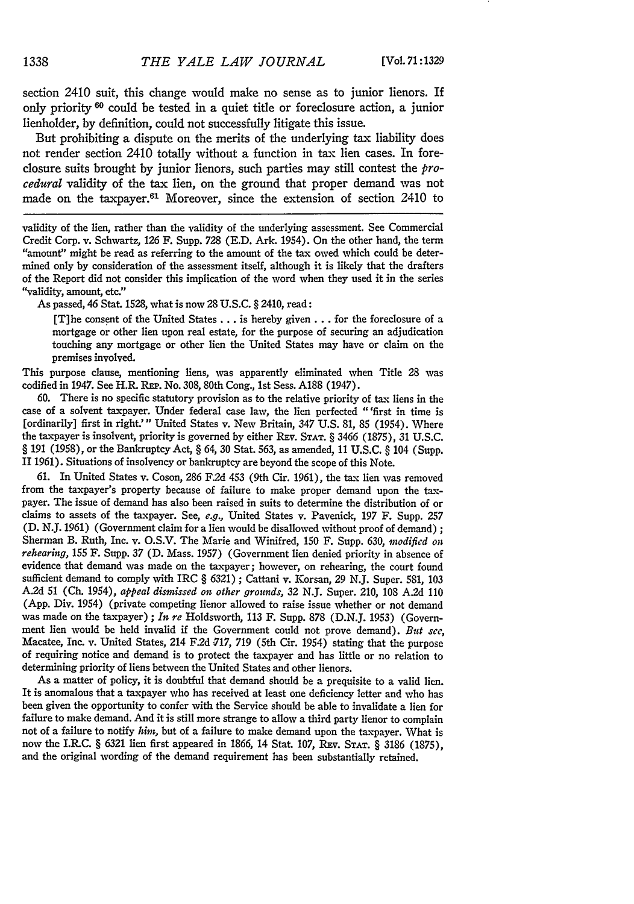section 2410 suit, this change would make no sense as to junior lienors. If only priority [60] could be tested in a quiet title or foreclosure action, a junior lienholder, by definition, could not successfully litigate this issue.

But prohibiting a dispute on the merits of the underlying tax liability does not render section 2410 totally without a function in tax lien cases. In foreclosure suits brought by junior lienors, such parties may still contest the *procedural* validity of the tax lien, on the ground that proper demand was not made on the taxpayer.[61] Moreover, since the extension of section 2410 to

---

validity of the lien, rather than the validity of the underlying assessment. See Commercial Credit Corp. v. Schwartz, 126 F. Supp. 728 (E.D. Ark. 1954). On the other hand, the term "amount" might be read as referring to the amount of the tax owed which could be determined only by consideration of the assessment itself, although it is likely that the drafters of the Report did not consider this implication of the word when they used it in the series "validity, amount, etc."

As passed, 46 Stat. 1528, what is now 28 U.S.C. § 2410, read:

> [T]he consent of the United States . . . is hereby given . . . for the foreclosure of a mortgage or other lien upon real estate, for the purpose of securing an adjudication touching any mortgage or other lien the United States may have or claim on the premises involved.

This purpose clause, mentioning liens, was apparently eliminated when Title 28 was codified in 1947. See H.R. Rep. No. 308, 80th Cong., 1st Sess. A188 (1947).

60. There is no specific statutory provision as to the relative priority of tax liens in the case of a solvent taxpayer. Under federal case law, the lien perfected "'first in time is [ordinarily] first in right.'" United States v. New Britain, 347 U.S. 81, 85 (1954). Where the taxpayer is insolvent, priority is governed by either Rev. Stat. § 3466 (1875), 31 U.S.C. § 191 (1958), or the Bankruptcy Act, § 64, 30 Stat. 563, as amended, 11 U.S.C. § 104 (Supp. II 1961). Situations of insolvency or bankruptcy are beyond the scope of this Note.

61. In United States v. Coson, 286 F.2d 453 (9th Cir. 1961), the tax lien was removed from the taxpayer's property because of failure to make proper demand upon the taxpayer. The issue of demand has also been raised in suits to determine the distribution of or claims to assets of the taxpayer. See, *e.g.*, United States v. Pavenick, 197 F. Supp. 257 (D. N.J. 1961) (Government claim for a lien would be disallowed without proof of demand); Sherman B. Ruth, Inc. v. O.S.V. The Marie and Winifred, 150 F. Supp. 630, *modified on rehearing*, 155 F. Supp. 37 (D. Mass. 1957) (Government lien denied priority in absence of evidence that demand was made on the taxpayer; however, on rehearing, the court found sufficient demand to comply with IRC § 6321); Cattani v. Korsan, 29 N.J. Super. 581, 103 A.2d 51 (Ch. 1954), *appeal dismissed on other grounds*, 32 N.J. Super. 210, 108 A.2d 110 (App. Div. 1954) (private competing lienor allowed to raise issue whether or not demand was made on the taxpayer); *In re* Holdsworth, 113 F. Supp. 878 (D.N.J. 1953) (Government lien would be held invalid if the Government could not prove demand). *But see*, Macatee, Inc. v. United States, 214 F.2d 717, 719 (5th Cir. 1954) stating that the purpose of requiring notice and demand is to protect the taxpayer and has little or no relation to determining priority of liens between the United States and other lienors.

As a matter of policy, it is doubtful that demand should be a prequisite to a valid lien. It is anomalous that a taxpayer who has received at least one deficiency letter and who has been given the opportunity to confer with the Service should be able to invalidate a lien for failure to make demand. And it is still more strange to allow a third party lienor to complain not of a failure to notify *him*, but of a failure to make demand upon the taxpayer. What is now the I.R.C. § 6321 lien first appeared in 1866, 14 Stat. 107, Rev. Stat. § 3186 (1875), and the original wording of the demand requirement has been substantially retained.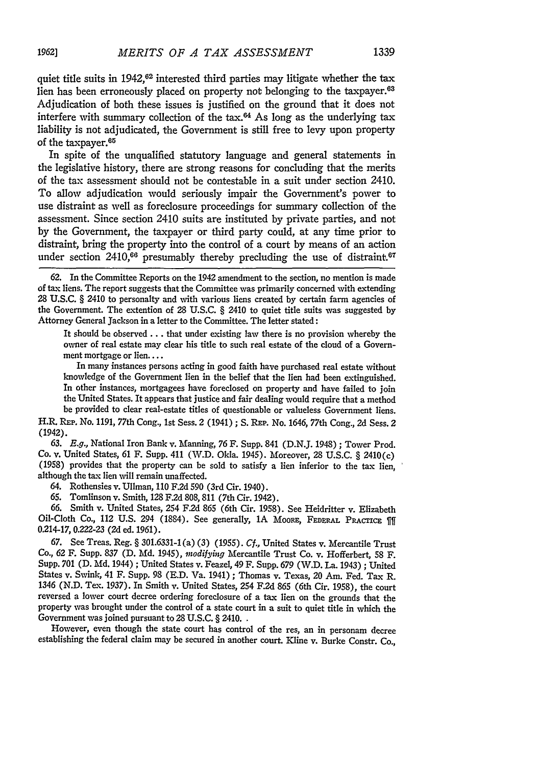quiet title suits in 1942,[62] interested third parties may litigate whether the tax lien has been erroneously placed on property not belonging to the taxpayer.[63] Adjudication of both these issues is justified on the ground that it does not interfere with summary collection of the tax.[64] As long as the underlying tax liability is not adjudicated, the Government is still free to levy upon property of the taxpayer.[65]

In spite of the unqualified statutory language and general statements in the legislative history, there are strong reasons for concluding that the merits of the tax assessment should not be contestable in a suit under section 2410. To allow adjudication would seriously impair the Government's power to use distraint as well as foreclosure proceedings for summary collection of the assessment. Since section 2410 suits are instituted by private parties, and not by the Government, the taxpayer or third party could, at any time prior to distraint, bring the property into the control of a court by means of an action under section 2410,[66] presumably thereby precluding the use of distraint.[67]

---

62. In the Committee Reports on the 1942 amendment to the section, no mention is made of tax liens. The report suggests that the Committee was primarily concerned with extending 28 U.S.C. § 2410 to personalty and with various liens created by certain farm agencies of the Government. The extention of 28 U.S.C. § 2410 to quiet title suits was suggested by Attorney General Jackson in a letter to the Committee. The letter stated:

> It should be observed . . . that under existing law there is no provision whereby the owner of real estate may clear his title to such real estate of the cloud of a Government mortgage or lien. . . .
>
> In many instances persons acting in good faith have purchased real estate without knowledge of the Government lien in the belief that the lien had been extinguished. In other instances, mortgagees have foreclosed on property and have failed to join the United States. It appears that justice and fair dealing would require that a method be provided to clear real-estate titles of questionable or valueless Government liens.

H.R. Rep. No. 1191, 77th Cong., 1st Sess. 2 (1941); S. Rep. No. 1646, 77th Cong., 2d Sess. 2 (1942).

63. *E.g.*, National Iron Bank v. Manning, 76 F. Supp. 841 (D.N.J. 1948); Tower Prod. Co. v. United States, 61 F. Supp. 411 (W.D. Okla. 1945). Moreover, 28 U.S.C. § 2410(c) (1958) provides that the property can be sold to satisfy a lien inferior to the tax lien, although the tax lien will remain unaffected.

64. Rothensies v. Ullman, 110 F.2d 590 (3rd Cir. 1940).

65. Tomlinson v. Smith, 128 F.2d 808, 811 (7th Cir. 1942).

66. Smith v. United States, 254 F.2d 865 (6th Cir. 1958). See Heidritter v. Elizabeth Oil-Cloth Co., 112 U.S. 294 (1884). See generally, 1A Moore, Federal Practice ¶¶ 0.214-17, 0.222-23 (2d ed. 1961).

67. See Treas. Reg. § 301.6331-1(a)(3) (1955). *Cf.*, United States v. Mercantile Trust Co., 62 F. Supp. 837 (D. Md. 1945), *modifying* Mercantile Trust Co. v. Hofferbert, 58 F. Supp. 701 (D. Md. 1944); United States v. Feazel, 49 F. Supp. 679 (W.D. La. 1943); United States v. Swink, 41 F. Supp. 98 (E.D. Va. 1941); Thomas v. Texas, 20 Am. Fed. Tax R. 1346 (N.D. Tex. 1937). In Smith v. United States, 254 F.2d 865 (6th Cir. 1958), the court reversed a lower court decree ordering foreclosure of a tax lien on the grounds that the property was brought under the control of a state court in a suit to quiet title in which the Government was joined pursuant to 28 U.S.C. § 2410.

However, even though the state court has control of the res, an in personam decree establishing the federal claim may be secured in another court. Kline v. Burke Constr. Co.,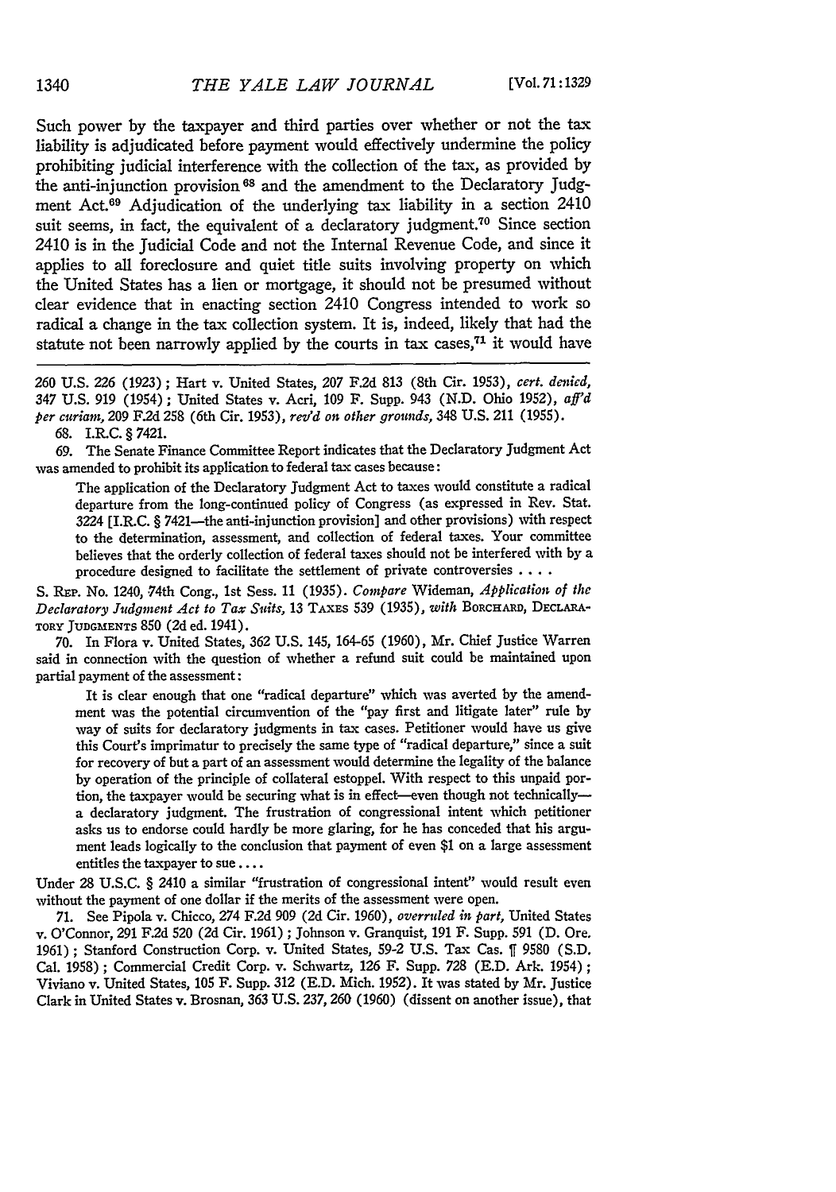Such power by the taxpayer and third parties over whether or not the tax liability is adjudicated before payment would effectively undermine the policy prohibiting judicial interference with the collection of the tax, as provided by the anti-injunction provision[68] and the amendment to the Declaratory Judgment Act.[69] Adjudication of the underlying tax liability in a section 2410 suit seems, in fact, the equivalent of a declaratory judgment.[70] Since section 2410 is in the Judicial Code and not the Internal Revenue Code, and since it applies to all foreclosure and quiet title suits involving property on which the United States has a lien or mortgage, it should not be presumed without clear evidence that in enacting section 2410 Congress intended to work so radical a change in the tax collection system. It is, indeed, likely that had the statute not been narrowly applied by the courts in tax cases,[71] it would have

260 U.S. 226 (1923); Hart v. United States, 207 F.2d 813 (8th Cir. 1953), *cert. denied*, 347 U.S. 919 (1954); United States v. Acri, 109 F. Supp. 943 (N.D. Ohio 1952), *aff'd per curiam*, 209 F.2d 258 (6th Cir. 1953), *rev'd on other grounds*, 348 U.S. 211 (1955).

68. I.R.C. § 7421.

69. The Senate Finance Committee Report indicates that the Declaratory Judgment Act was amended to prohibit its application to federal tax cases because:

> The application of the Declaratory Judgment Act to taxes would constitute a radical departure from the long-continued policy of Congress (as expressed in Rev. Stat. 3224 [I.R.C. § 7421—the anti-injunction provision] and other provisions) with respect to the determination, assessment, and collection of federal taxes. Your committee believes that the orderly collection of federal taxes should not be interfered with by a procedure designed to facilitate the settlement of private controversies . . . .

S. Rep. No. 1240, 74th Cong., 1st Sess. 11 (1935). *Compare* Wideman, *Application of the Declaratory Judgment Act to Tax Suits*, 13 Taxes 539 (1935), *with* Borchard, Declaratory Judgments 850 (2d ed. 1941).

70. In Flora v. United States, 362 U.S. 145, 164-65 (1960), Mr. Chief Justice Warren said in connection with the question of whether a refund suit could be maintained upon partial payment of the assessment:

> It is clear enough that one "radical departure" which was averted by the amendment was the potential circumvention of the "pay first and litigate later" rule by way of suits for declaratory judgments in tax cases. Petitioner would have us give this Court's imprimatur to precisely the same type of "radical departure," since a suit for recovery of but a part of an assessment would determine the legality of the balance by operation of the principle of collateral estoppel. With respect to this unpaid portion, the taxpayer would be securing what is in effect—even though not technically—a declaratory judgment. The frustration of congressional intent which petitioner asks us to endorse could hardly be more glaring, for he has conceded that his argument leads logically to the conclusion that payment of even $1 on a large assessment entitles the taxpayer to sue . . . .

Under 28 U.S.C. § 2410 a similar "frustration of congressional intent" would result even without the payment of one dollar if the merits of the assessment were open.

71. See Pipola v. Chicco, 274 F.2d 909 (2d Cir. 1960), *overruled in part*, United States v. O'Connor, 291 F.2d 520 (2d Cir. 1961); Johnson v. Granquist, 191 F. Supp. 591 (D. Ore. 1961); Stanford Construction Corp. v. United States, 59-2 U.S. Tax Cas. ¶ 9580 (S.D. Cal. 1958); Commercial Credit Corp. v. Schwartz, 126 F. Supp. 728 (E.D. Ark. 1954); Viviano v. United States, 105 F. Supp. 312 (E.D. Mich. 1952). It was stated by Mr. Justice Clark in United States v. Brosnan, 363 U.S. 237, 260 (1960) (dissent on another issue), that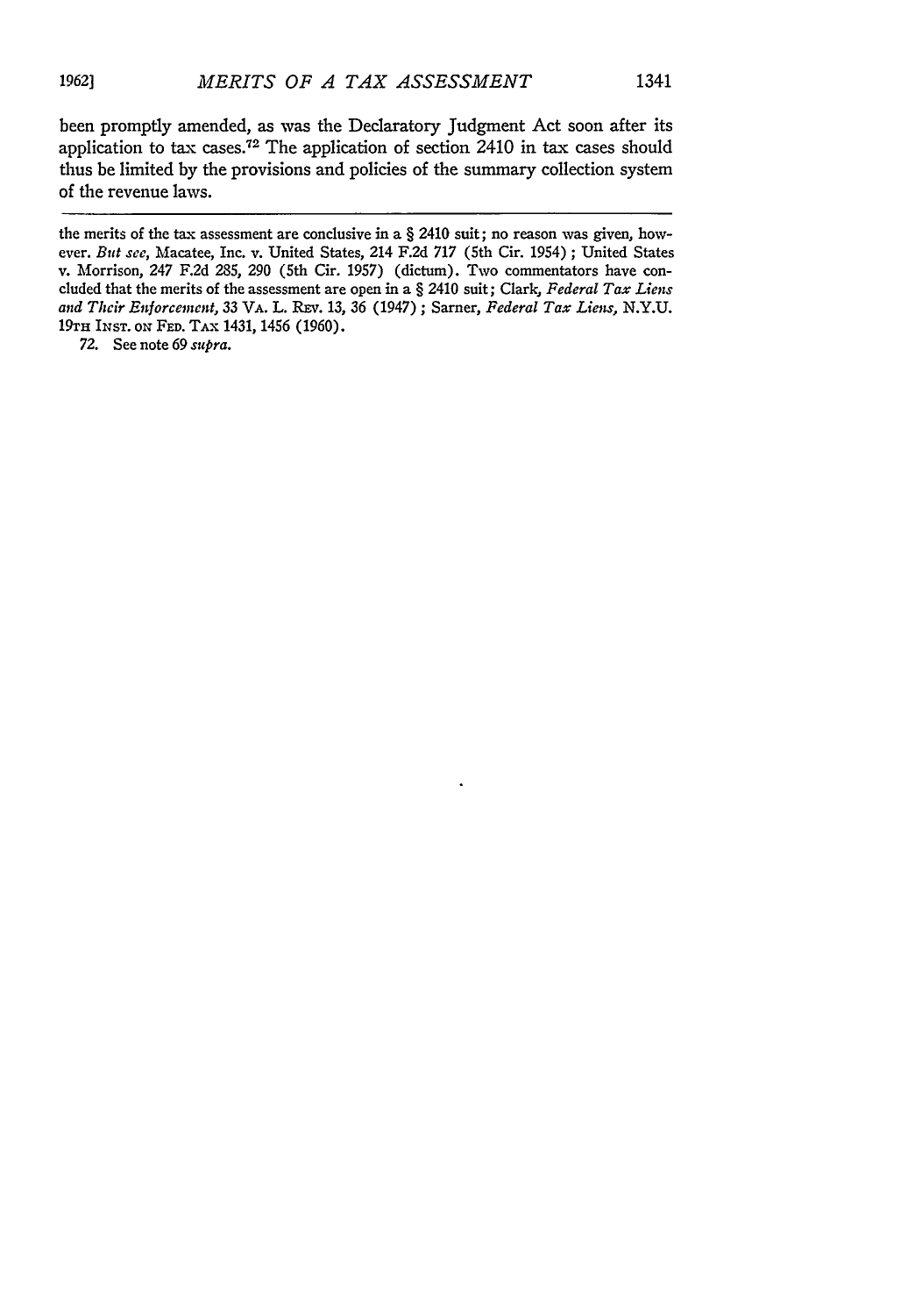been promptly amended, as was the Declaratory Judgment Act soon after its application to tax cases.[72] The application of section 2410 in tax cases should thus be limited by the provisions and policies of the summary collection system of the revenue laws.

---

the merits of the tax assessment are conclusive in a § 2410 suit; no reason was given, however. *But see*, Macatee, Inc. v. United States, 214 F.2d 717 (5th Cir. 1954); United States v. Morrison, 247 F.2d 285, 290 (5th Cir. 1957) (dictum). Two commentators have concluded that the merits of the assessment are open in a § 2410 suit; Clark, *Federal Tax Liens and Their Enforcement*, 33 VA. L. REV. 13, 36 (1947); Sarner, *Federal Tax Liens*, N.Y.U. 19TH INST. ON FED. TAX 1431, 1456 (1960).

72. See note 69 *supra*.